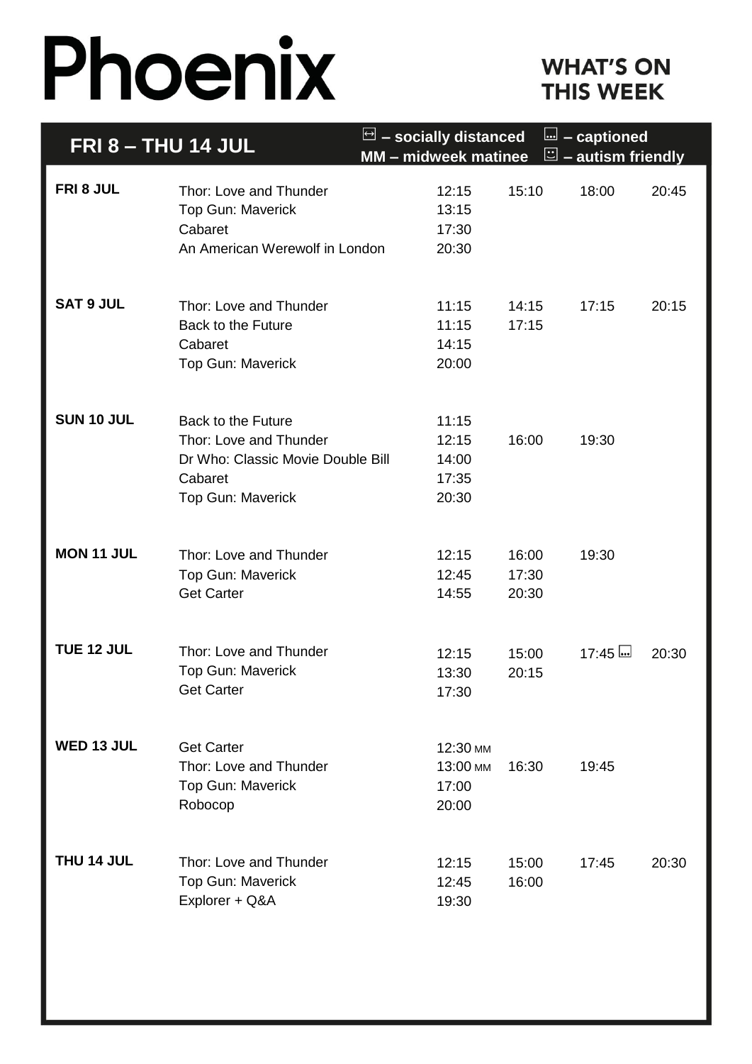# Phoenix

## WHAT'S ON THIS WEEK

### FRI 8 – THU 14 JUL

⊡ – socially distanced | MM – midweek matinee | ⊡ – captioned | ⊡ – autism friendly

| Day | Film | | | | |
|---|---|---|---|---|---|
| **FRI 8 JUL** | Thor: Love and Thunder | 12:15 | 15:10 | 18:00 | 20:45 |
| | Top Gun: Maverick | 13:15 | | | |
| | Cabaret | 17:30 | | | |
| | An American Werewolf in London | 20:30 | | | |
| **SAT 9 JUL** | Thor: Love and Thunder | 11:15 | 14:15 | 17:15 | 20:15 |
| | Back to the Future | 11:15 | 17:15 | | |
| | Cabaret | 14:15 | | | |
| | Top Gun: Maverick | 20:00 | | | |
| **SUN 10 JUL** | Back to the Future | 11:15 | | | |
| | Thor: Love and Thunder | 12:15 | 16:00 | 19:30 | |
| | Dr Who: Classic Movie Double Bill | 14:00 | | | |
| | Cabaret | 17:35 | | | |
| | Top Gun: Maverick | 20:30 | | | |
| **MON 11 JUL** | Thor: Love and Thunder | 12:15 | 16:00 | 19:30 | |
| | Top Gun: Maverick | 12:45 | 17:30 | | |
| | Get Carter | 14:55 | 20:30 | | |
| **TUE 12 JUL** | Thor: Love and Thunder | 12:15 | 15:00 | 17:45 ⊡ | 20:30 |
| | Top Gun: Maverick | 13:30 | 20:15 | | |
| | Get Carter | 17:30 | | | |
| **WED 13 JUL** | Get Carter | 12:30 MM | | | |
| | Thor: Love and Thunder | 13:00 MM | 16:30 | 19:45 | |
| | Top Gun: Maverick | 17:00 | | | |
| | Robocop | 20:00 | | | |
| **THU 14 JUL** | Thor: Love and Thunder | 12:15 | 15:00 | 17:45 | 20:30 |
| | Top Gun: Maverick | 12:45 | 16:00 | | |
| | Explorer + Q&A | 19:30 | | | |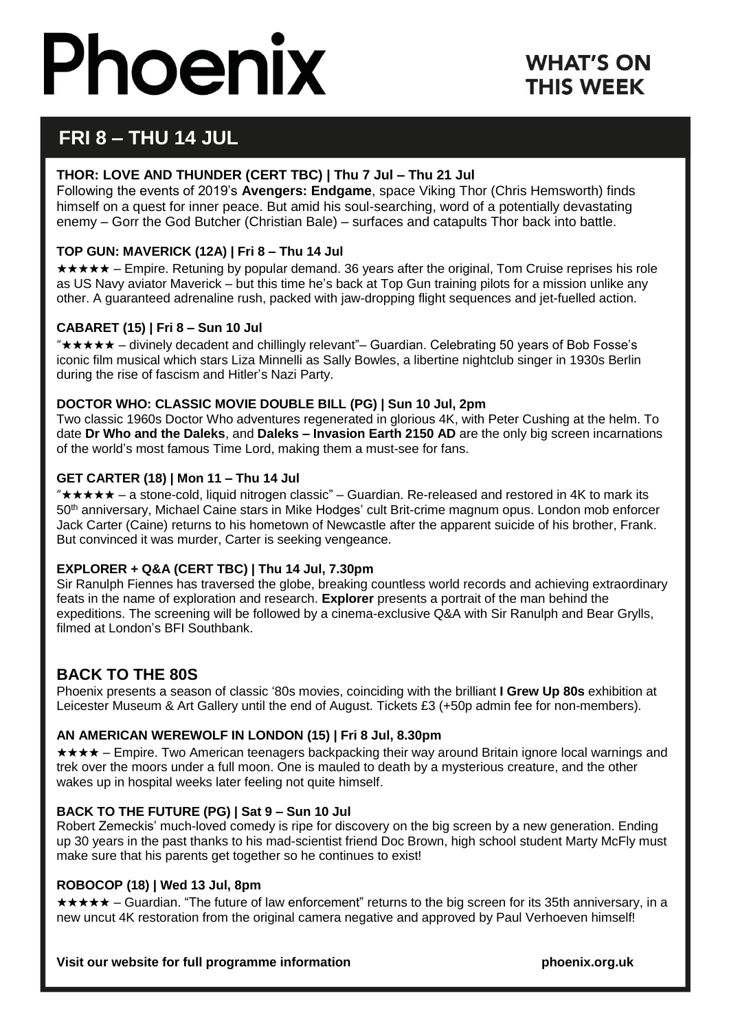# Phoenix

## WHAT'S ON THIS WEEK

## FRI 8 – THU 14 JUL

**THOR: LOVE AND THUNDER (CERT TBC) | Thu 7 Jul – Thu 21 Jul**
Following the events of 2019's **Avengers: Endgame**, space Viking Thor (Chris Hemsworth) finds himself on a quest for inner peace. But amid his soul-searching, word of a potentially devastating enemy – Gorr the God Butcher (Christian Bale) – surfaces and catapults Thor back into battle.

**TOP GUN: MAVERICK (12A) | Fri 8 – Thu 14 Jul**
★★★★★ – Empire. Retuning by popular demand. 36 years after the original, Tom Cruise reprises his role as US Navy aviator Maverick – but this time he's back at Top Gun training pilots for a mission unlike any other. A guaranteed adrenaline rush, packed with jaw-dropping flight sequences and jet-fuelled action.

**CABARET (15) | Fri 8 – Sun 10 Jul**
"★★★★★ – divinely decadent and chillingly relevant"– Guardian. Celebrating 50 years of Bob Fosse's iconic film musical which stars Liza Minnelli as Sally Bowles, a libertine nightclub singer in 1930s Berlin during the rise of fascism and Hitler's Nazi Party.

**DOCTOR WHO: CLASSIC MOVIE DOUBLE BILL (PG) | Sun 10 Jul, 2pm**
Two classic 1960s Doctor Who adventures regenerated in glorious 4K, with Peter Cushing at the helm. To date **Dr Who and the Daleks**, and **Daleks – Invasion Earth 2150 AD** are the only big screen incarnations of the world's most famous Time Lord, making them a must-see for fans.

**GET CARTER (18) | Mon 11 – Thu 14 Jul**
"★★★★★ – a stone-cold, liquid nitrogen classic" – Guardian. Re-released and restored in 4K to mark its 50th anniversary, Michael Caine stars in Mike Hodges' cult Brit-crime magnum opus. London mob enforcer Jack Carter (Caine) returns to his hometown of Newcastle after the apparent suicide of his brother, Frank. But convinced it was murder, Carter is seeking vengeance.

**EXPLORER + Q&A (CERT TBC) | Thu 14 Jul, 7.30pm**
Sir Ranulph Fiennes has traversed the globe, breaking countless world records and achieving extraordinary feats in the name of exploration and research. **Explorer** presents a portrait of the man behind the expeditions. The screening will be followed by a cinema-exclusive Q&A with Sir Ranulph and Bear Grylls, filmed at London's BFI Southbank.

## BACK TO THE 80S

Phoenix presents a season of classic '80s movies, coinciding with the brilliant **I Grew Up 80s** exhibition at Leicester Museum & Art Gallery until the end of August. Tickets £3 (+50p admin fee for non-members).

**AN AMERICAN WEREWOLF IN LONDON (15) | Fri 8 Jul, 8.30pm**
★★★★ – Empire. Two American teenagers backpacking their way around Britain ignore local warnings and trek over the moors under a full moon. One is mauled to death by a mysterious creature, and the other wakes up in hospital weeks later feeling not quite himself.

**BACK TO THE FUTURE (PG) | Sat 9 – Sun 10 Jul**
Robert Zemeckis' much-loved comedy is ripe for discovery on the big screen by a new generation. Ending up 30 years in the past thanks to his mad-scientist friend Doc Brown, high school student Marty McFly must make sure that his parents get together so he continues to exist!

**ROBOCOP (18) | Wed 13 Jul, 8pm**
★★★★★ – Guardian. "The future of law enforcement" returns to the big screen for its 35th anniversary, in a new uncut 4K restoration from the original camera negative and approved by Paul Verhoeven himself!

**Visit our website for full programme information** **phoenix.org.uk**